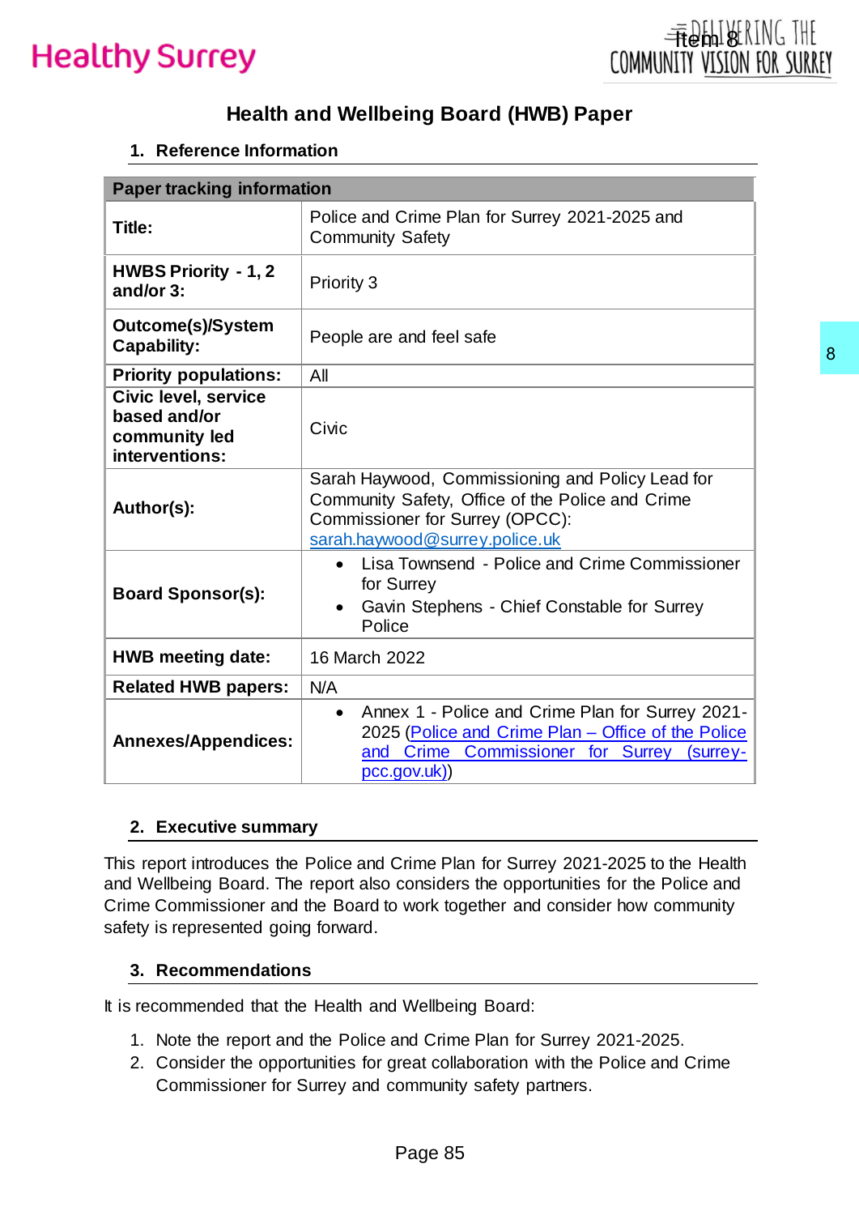# Health and Wellbeing Board (HWB) Paper

## 1. Reference Information

| Paper tracking information | |
|---|---|
| **Title:** | Police and Crime Plan for Surrey 2021-2025 and Community Safety |
| **HWBS Priority - 1, 2 and/or 3:** | Priority 3 |
| **Outcome(s)/System Capability:** | People are and feel safe |
| **Priority populations:** | All |
| **Civic level, service based and/or community led interventions:** | Civic |
| **Author(s):** | Sarah Haywood, Commissioning and Policy Lead for Community Safety, Office of the Police and Crime Commissioner for Surrey (OPCC): sarah.haywood@surrey.police.uk |
| **Board Sponsor(s):** | • Lisa Townsend - Police and Crime Commissioner for Surrey<br>• Gavin Stephens - Chief Constable for Surrey Police |
| **HWB meeting date:** | 16 March 2022 |
| **Related HWB papers:** | N/A |
| **Annexes/Appendices:** | • Annex 1 - Police and Crime Plan for Surrey 2021-2025 (Police and Crime Plan – Office of the Police and Crime Commissioner for Surrey (surrey-pcc.gov.uk)) |

## 2. Executive summary

This report introduces the Police and Crime Plan for Surrey 2021-2025 to the Health and Wellbeing Board. The report also considers the opportunities for the Police and Crime Commissioner and the Board to work together and consider how community safety is represented going forward.

## 3. Recommendations

It is recommended that the Health and Wellbeing Board:

1. Note the report and the Police and Crime Plan for Surrey 2021-2025.
2. Consider the opportunities for great collaboration with the Police and Crime Commissioner for Surrey and community safety partners.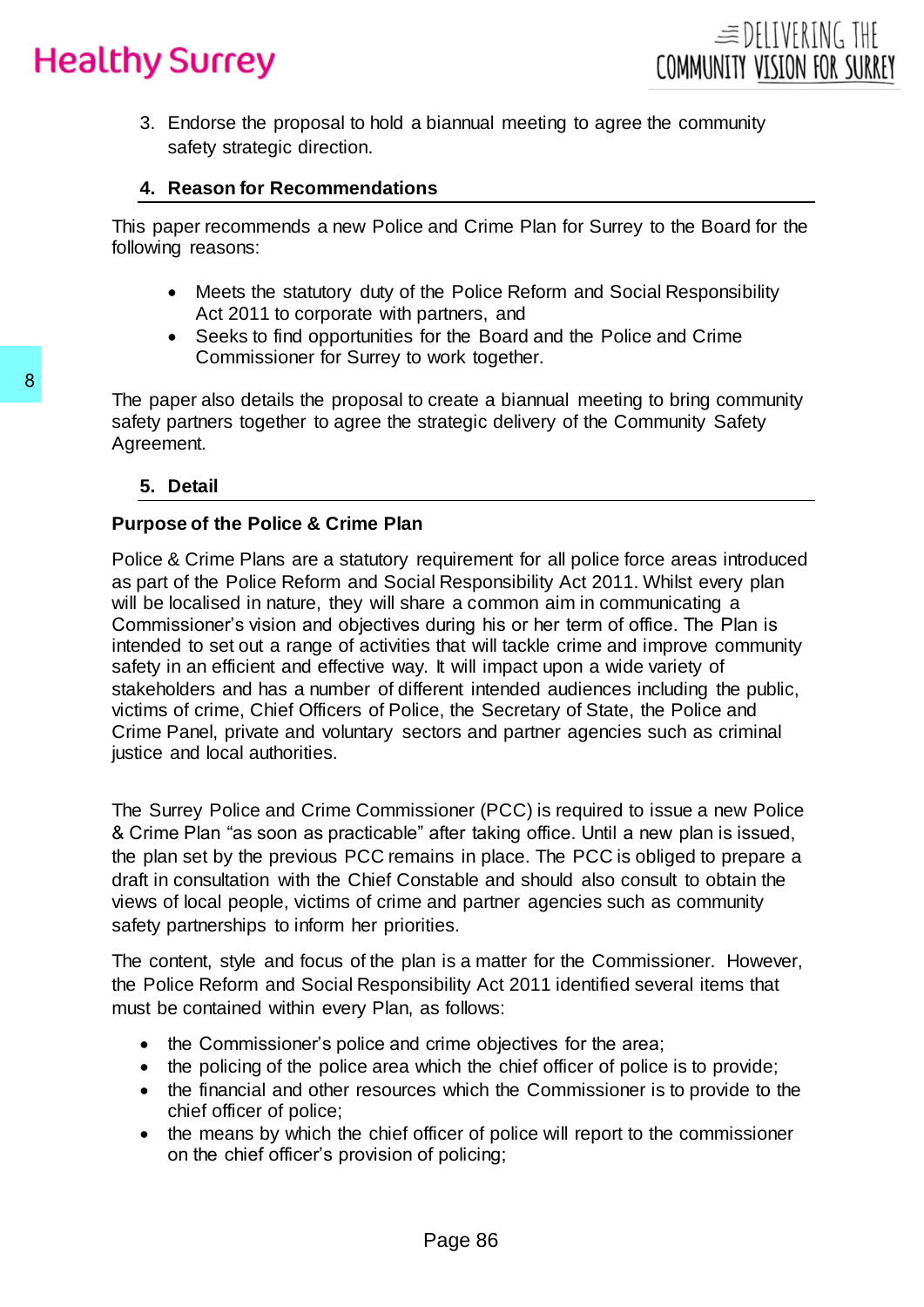3. Endorse the proposal to hold a biannual meeting to agree the community safety strategic direction.

## 4. Reason for Recommendations

This paper recommends a new Police and Crime Plan for Surrey to the Board for the following reasons:

- Meets the statutory duty of the Police Reform and Social Responsibility Act 2011 to corporate with partners, and
- Seeks to find opportunities for the Board and the Police and Crime Commissioner for Surrey to work together.

The paper also details the proposal to create a biannual meeting to bring community safety partners together to agree the strategic delivery of the Community Safety Agreement.

## 5. Detail

### Purpose of the Police & Crime Plan

Police & Crime Plans are a statutory requirement for all police force areas introduced as part of the Police Reform and Social Responsibility Act 2011. Whilst every plan will be localised in nature, they will share a common aim in communicating a Commissioner's vision and objectives during his or her term of office. The Plan is intended to set out a range of activities that will tackle crime and improve community safety in an efficient and effective way. It will impact upon a wide variety of stakeholders and has a number of different intended audiences including the public, victims of crime, Chief Officers of Police, the Secretary of State, the Police and Crime Panel, private and voluntary sectors and partner agencies such as criminal justice and local authorities.

The Surrey Police and Crime Commissioner (PCC) is required to issue a new Police & Crime Plan "as soon as practicable" after taking office. Until a new plan is issued, the plan set by the previous PCC remains in place. The PCC is obliged to prepare a draft in consultation with the Chief Constable and should also consult to obtain the views of local people, victims of crime and partner agencies such as community safety partnerships to inform her priorities.

The content, style and focus of the plan is a matter for the Commissioner. However, the Police Reform and Social Responsibility Act 2011 identified several items that must be contained within every Plan, as follows:

- the Commissioner's police and crime objectives for the area;
- the policing of the police area which the chief officer of police is to provide;
- the financial and other resources which the Commissioner is to provide to the chief officer of police;
- the means by which the chief officer of police will report to the commissioner on the chief officer's provision of policing;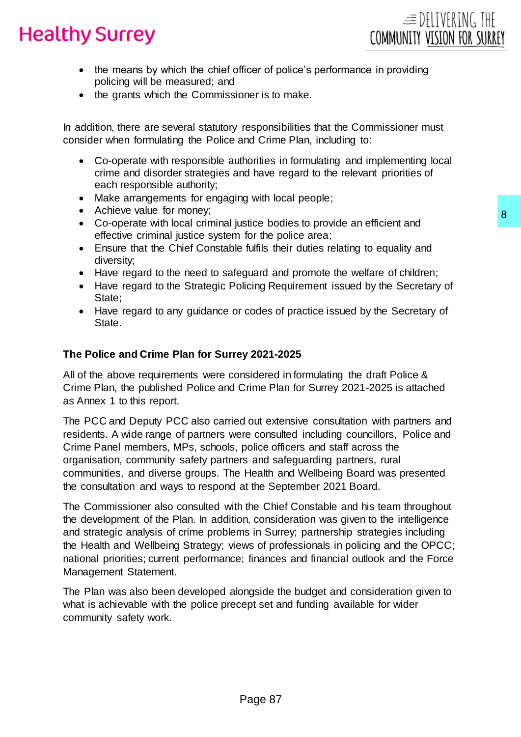- the means by which the chief officer of police's performance in providing policing will be measured; and
- the grants which the Commissioner is to make.

In addition, there are several statutory responsibilities that the Commissioner must consider when formulating the Police and Crime Plan, including to:

- Co-operate with responsible authorities in formulating and implementing local crime and disorder strategies and have regard to the relevant priorities of each responsible authority;
- Make arrangements for engaging with local people;
- Achieve value for money;
- Co-operate with local criminal justice bodies to provide an efficient and effective criminal justice system for the police area;
- Ensure that the Chief Constable fulfils their duties relating to equality and diversity;
- Have regard to the need to safeguard and promote the welfare of children;
- Have regard to the Strategic Policing Requirement issued by the Secretary of State;
- Have regard to any guidance or codes of practice issued by the Secretary of State.

**The Police and Crime Plan for Surrey 2021-2025**

All of the above requirements were considered in formulating the draft Police & Crime Plan, the published Police and Crime Plan for Surrey 2021-2025 is attached as Annex 1 to this report.

The PCC and Deputy PCC also carried out extensive consultation with partners and residents. A wide range of partners were consulted including councillors, Police and Crime Panel members, MPs, schools, police officers and staff across the organisation, community safety partners and safeguarding partners, rural communities, and diverse groups. The Health and Wellbeing Board was presented the consultation and ways to respond at the September 2021 Board.

The Commissioner also consulted with the Chief Constable and his team throughout the development of the Plan. In addition, consideration was given to the intelligence and strategic analysis of crime problems in Surrey; partnership strategies including the Health and Wellbeing Strategy; views of professionals in policing and the OPCC; national priorities; current performance; finances and financial outlook and the Force Management Statement.

The Plan was also been developed alongside the budget and consideration given to what is achievable with the police precept set and funding available for wider community safety work.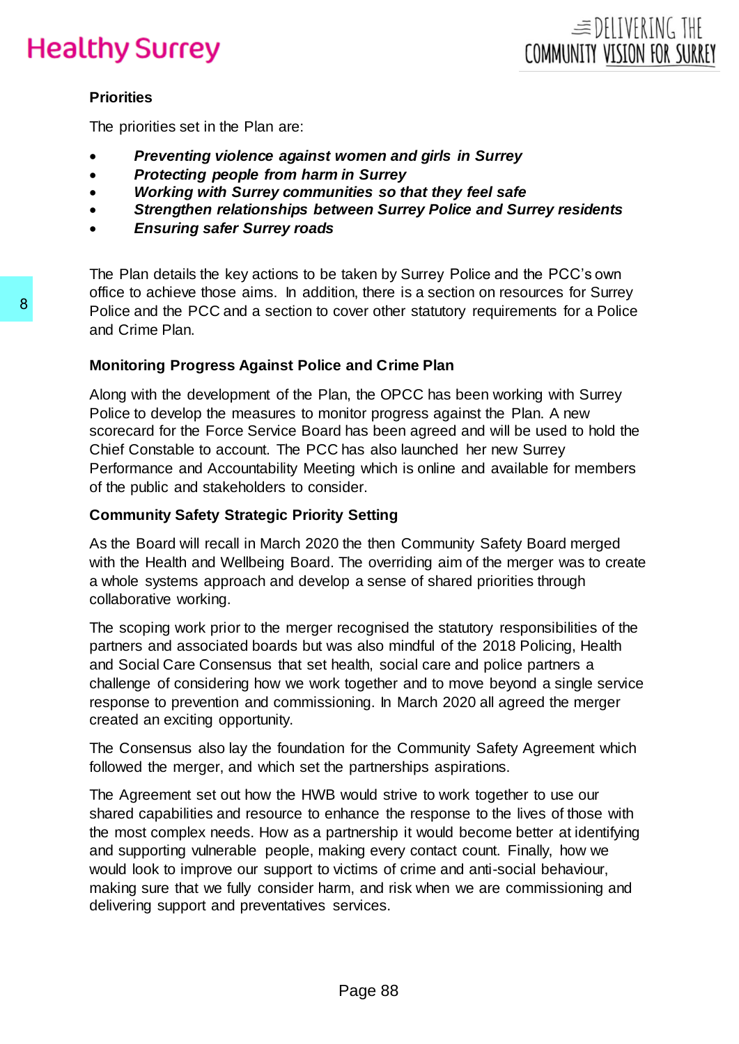**Priorities**

The priorities set in the Plan are:

- ***Preventing violence against women and girls in Surrey***
- ***Protecting people from harm in Surrey***
- ***Working with Surrey communities so that they feel safe***
- ***Strengthen relationships between Surrey Police and Surrey residents***
- ***Ensuring safer Surrey roads***

The Plan details the key actions to be taken by Surrey Police and the PCC's own office to achieve those aims. In addition, there is a section on resources for Surrey Police and the PCC and a section to cover other statutory requirements for a Police and Crime Plan.

**Monitoring Progress Against Police and Crime Plan**

Along with the development of the Plan, the OPCC has been working with Surrey Police to develop the measures to monitor progress against the Plan. A new scorecard for the Force Service Board has been agreed and will be used to hold the Chief Constable to account. The PCC has also launched her new Surrey Performance and Accountability Meeting which is online and available for members of the public and stakeholders to consider.

**Community Safety Strategic Priority Setting**

As the Board will recall in March 2020 the then Community Safety Board merged with the Health and Wellbeing Board. The overriding aim of the merger was to create a whole systems approach and develop a sense of shared priorities through collaborative working.

The scoping work prior to the merger recognised the statutory responsibilities of the partners and associated boards but was also mindful of the 2018 Policing, Health and Social Care Consensus that set health, social care and police partners a challenge of considering how we work together and to move beyond a single service response to prevention and commissioning. In March 2020 all agreed the merger created an exciting opportunity.

The Consensus also lay the foundation for the Community Safety Agreement which followed the merger, and which set the partnerships aspirations.

The Agreement set out how the HWB would strive to work together to use our shared capabilities and resource to enhance the response to the lives of those with the most complex needs. How as a partnership it would become better at identifying and supporting vulnerable people, making every contact count. Finally, how we would look to improve our support to victims of crime and anti-social behaviour, making sure that we fully consider harm, and risk when we are commissioning and delivering support and preventatives services.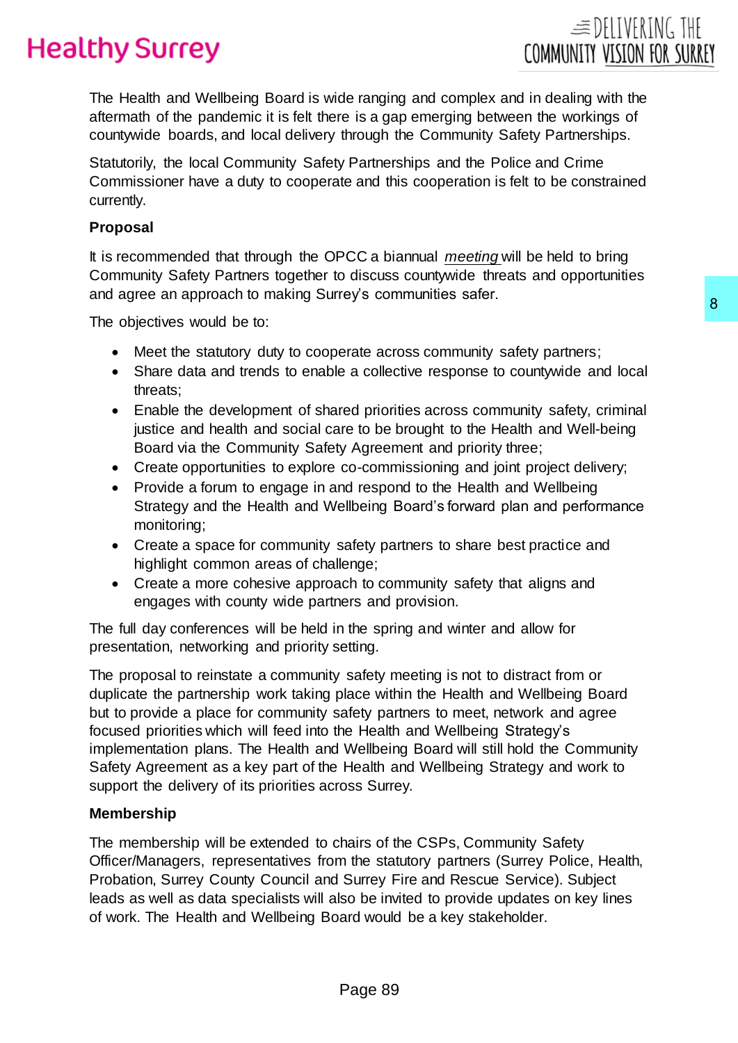The Health and Wellbeing Board is wide ranging and complex and in dealing with the aftermath of the pandemic it is felt there is a gap emerging between the workings of countywide boards, and local delivery through the Community Safety Partnerships.

Statutorily, the local Community Safety Partnerships and the Police and Crime Commissioner have a duty to cooperate and this cooperation is felt to be constrained currently.

**Proposal**

It is recommended that through the OPCC a biannual *meeting* will be held to bring Community Safety Partners together to discuss countywide threats and opportunities and agree an approach to making Surrey's communities safer.

The objectives would be to:

- Meet the statutory duty to cooperate across community safety partners;
- Share data and trends to enable a collective response to countywide and local threats;
- Enable the development of shared priorities across community safety, criminal justice and health and social care to be brought to the Health and Well-being Board via the Community Safety Agreement and priority three;
- Create opportunities to explore co-commissioning and joint project delivery;
- Provide a forum to engage in and respond to the Health and Wellbeing Strategy and the Health and Wellbeing Board's forward plan and performance monitoring;
- Create a space for community safety partners to share best practice and highlight common areas of challenge;
- Create a more cohesive approach to community safety that aligns and engages with county wide partners and provision.

The full day conferences will be held in the spring and winter and allow for presentation, networking and priority setting.

The proposal to reinstate a community safety meeting is not to distract from or duplicate the partnership work taking place within the Health and Wellbeing Board but to provide a place for community safety partners to meet, network and agree focused priorities which will feed into the Health and Wellbeing Strategy's implementation plans. The Health and Wellbeing Board will still hold the Community Safety Agreement as a key part of the Health and Wellbeing Strategy and work to support the delivery of its priorities across Surrey.

**Membership**

The membership will be extended to chairs of the CSPs, Community Safety Officer/Managers, representatives from the statutory partners (Surrey Police, Health, Probation, Surrey County Council and Surrey Fire and Rescue Service). Subject leads as well as data specialists will also be invited to provide updates on key lines of work. The Health and Wellbeing Board would be a key stakeholder.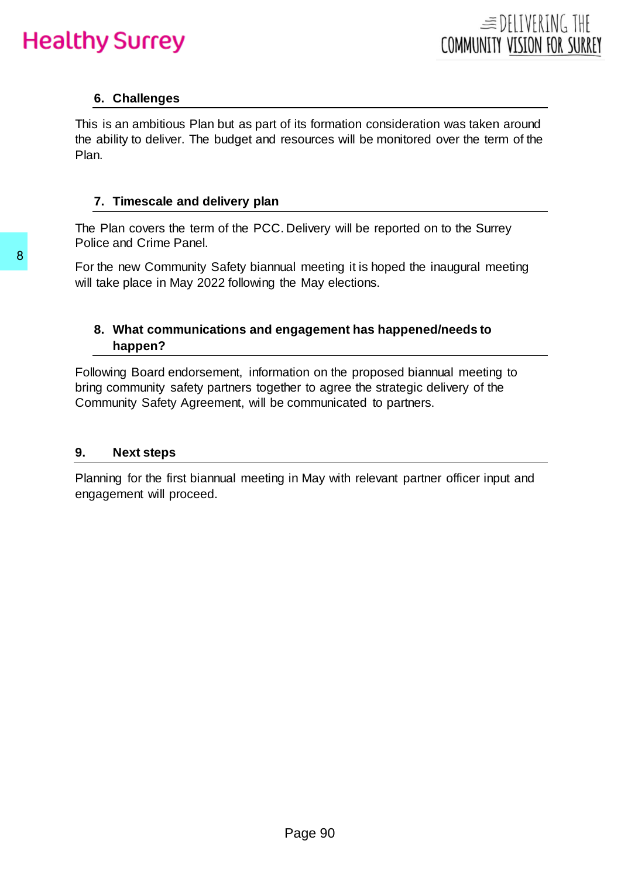## 6. Challenges

This is an ambitious Plan but as part of its formation consideration was taken around the ability to deliver. The budget and resources will be monitored over the term of the Plan.

## 7. Timescale and delivery plan

The Plan covers the term of the PCC. Delivery will be reported on to the Surrey Police and Crime Panel.

For the new Community Safety biannual meeting it is hoped the inaugural meeting will take place in May 2022 following the May elections.

## 8. What communications and engagement has happened/needs to happen?

Following Board endorsement, information on the proposed biannual meeting to bring community safety partners together to agree the strategic delivery of the Community Safety Agreement, will be communicated to partners.

## 9. Next steps

Planning for the first biannual meeting in May with relevant partner officer input and engagement will proceed.